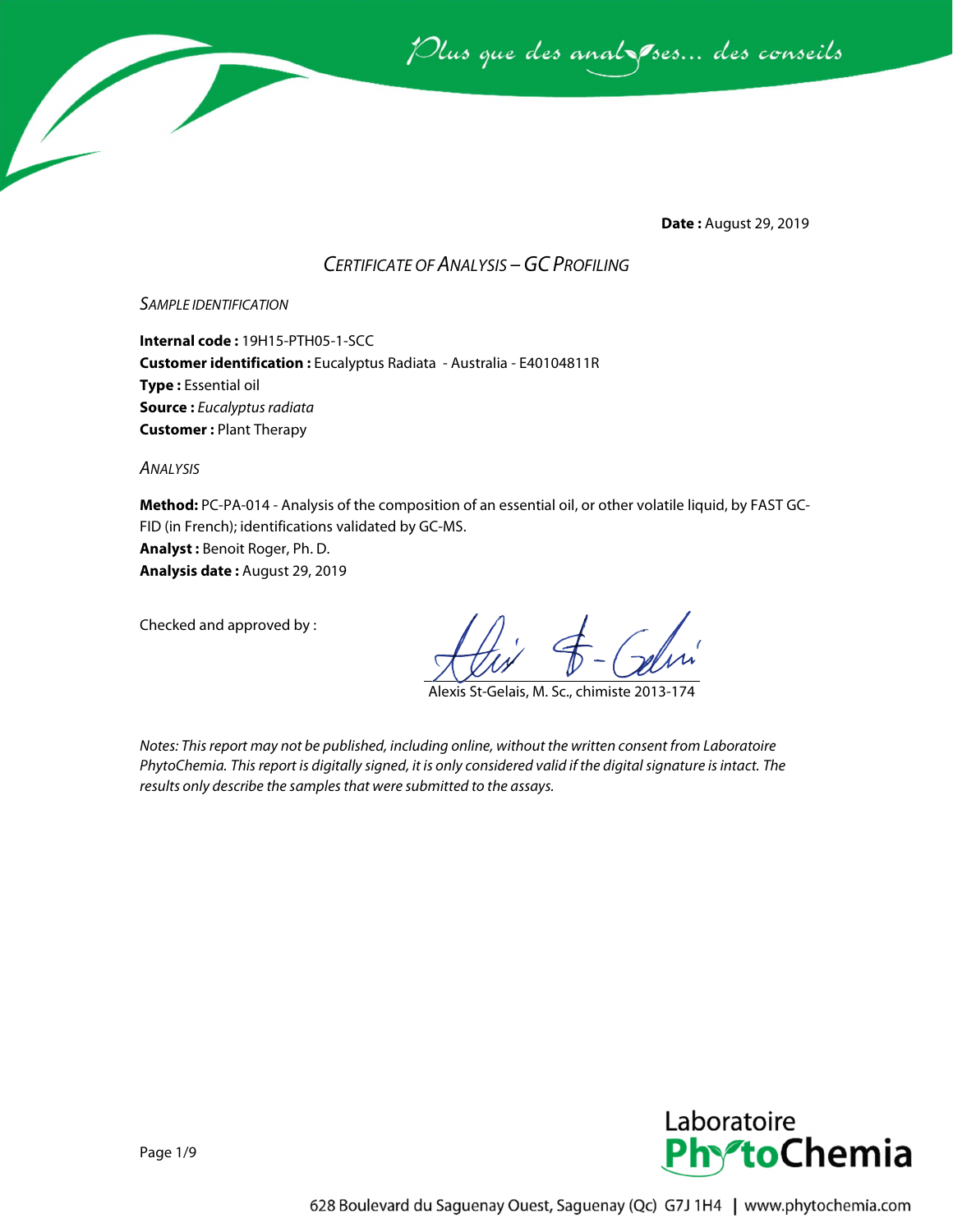*Plus que des analyses... des conseils*

**Date :** August 29, 2019

# *CERTIFICATE OF ANALYSIS – GC PROFILING*

## *SAMPLE IDENTIFICATION*

**Internal code :** 19H15-PTH05-1-SCC
**Customer identification :** Eucalyptus Radiata - Australia - E40104811R
**Type :** Essential oil
**Source :** *Eucalyptus radiata*
**Customer :** Plant Therapy

## *ANALYSIS*

**Method:** PC-PA-014 - Analysis of the composition of an essential oil, or other volatile liquid, by FAST GC-FID (in French); identifications validated by GC-MS.
**Analyst :** Benoit Roger, Ph. D.
**Analysis date :** August 29, 2019

Checked and approved by :

Alexis St-Gelais, M. Sc., chimiste 2013-174

*Notes: This report may not be published, including online, without the written consent from Laboratoire PhytoChemia. This report is digitally signed, it is only considered valid if the digital signature is intact. The results only describe the samples that were submitted to the assays.*

Laboratoire PhytoChemia

628 Boulevard du Saguenay Ouest, Saguenay (Qc) G7J 1H4 | www.phytochemia.com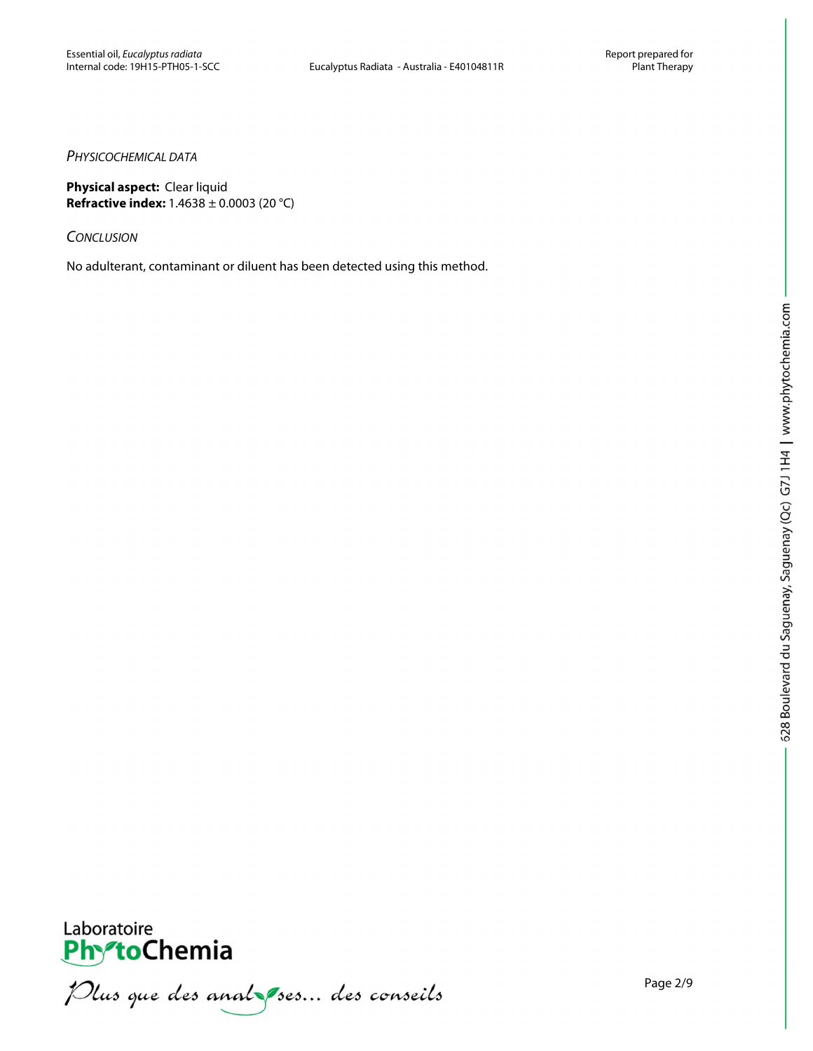*PHYSICOCHEMICAL DATA*

**Physical aspect:** Clear liquid
**Refractive index:** 1.4638 ± 0.0003 (20 °C)

*CONCLUSION*

No adulterant, contaminant or diluent has been detected using this method.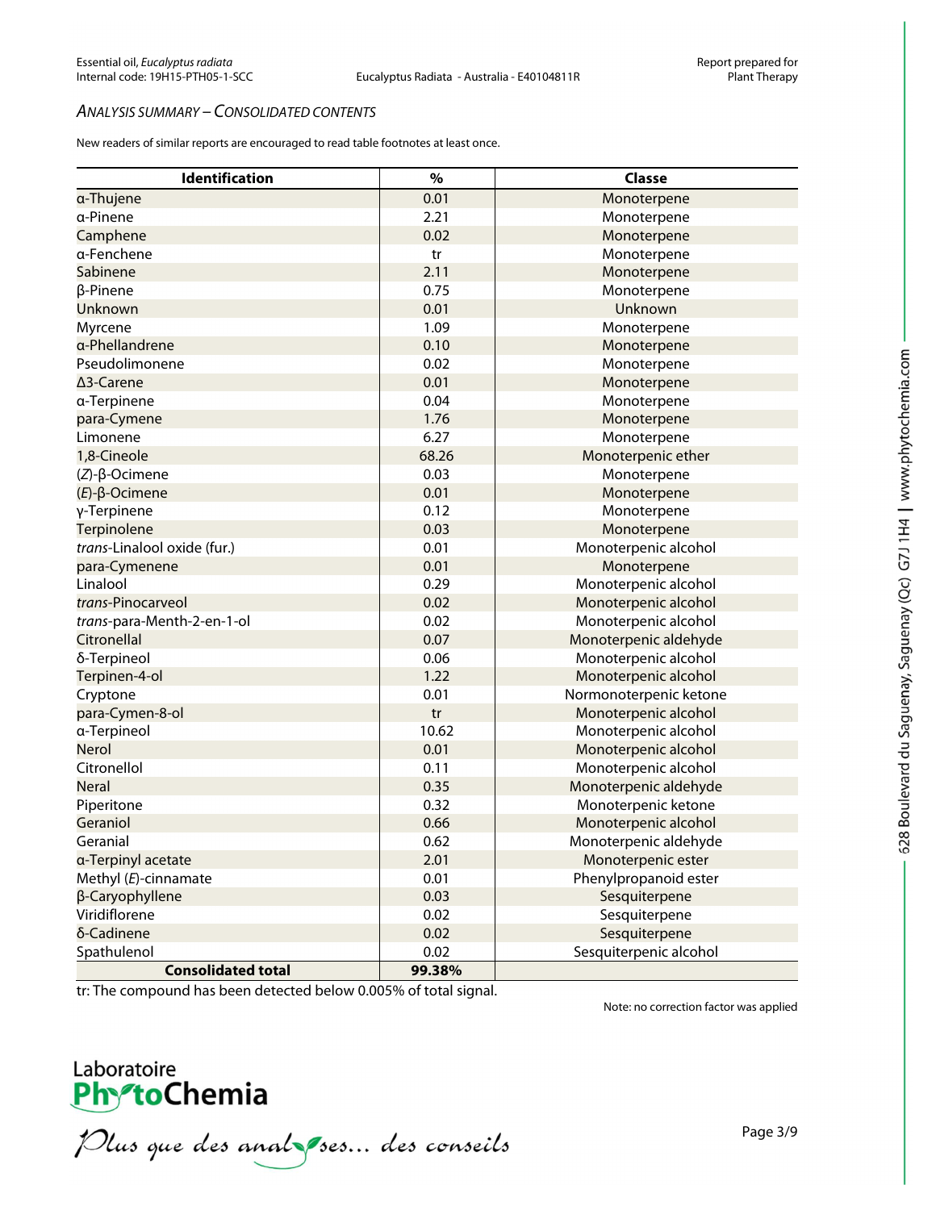*ANALYSIS SUMMARY – CONSOLIDATED CONTENTS*

New readers of similar reports are encouraged to read table footnotes at least once.

| Identification | % | Classe |
|---|---|---|
| α-Thujene | 0.01 | Monoterpene |
| α-Pinene | 2.21 | Monoterpene |
| Camphene | 0.02 | Monoterpene |
| α-Fenchene | tr | Monoterpene |
| Sabinene | 2.11 | Monoterpene |
| β-Pinene | 0.75 | Monoterpene |
| Unknown | 0.01 | Unknown |
| Myrcene | 1.09 | Monoterpene |
| α-Phellandrene | 0.10 | Monoterpene |
| Pseudolimonene | 0.02 | Monoterpene |
| Δ3-Carene | 0.01 | Monoterpene |
| α-Terpinene | 0.04 | Monoterpene |
| para-Cymene | 1.76 | Monoterpene |
| Limonene | 6.27 | Monoterpene |
| 1,8-Cineole | 68.26 | Monoterpenic ether |
| (*Z*)-β-Ocimene | 0.03 | Monoterpene |
| (*E*)-β-Ocimene | 0.01 | Monoterpene |
| γ-Terpinene | 0.12 | Monoterpene |
| Terpinolene | 0.03 | Monoterpene |
| *trans*-Linalool oxide (fur.) | 0.01 | Monoterpenic alcohol |
| para-Cymenene | 0.01 | Monoterpene |
| Linalool | 0.29 | Monoterpenic alcohol |
| *trans*-Pinocarveol | 0.02 | Monoterpenic alcohol |
| *trans*-para-Menth-2-en-1-ol | 0.02 | Monoterpenic alcohol |
| Citronellal | 0.07 | Monoterpenic aldehyde |
| δ-Terpineol | 0.06 | Monoterpenic alcohol |
| Terpinen-4-ol | 1.22 | Monoterpenic alcohol |
| Cryptone | 0.01 | Normonoterpenic ketone |
| para-Cymen-8-ol | tr | Monoterpenic alcohol |
| α-Terpineol | 10.62 | Monoterpenic alcohol |
| Nerol | 0.01 | Monoterpenic alcohol |
| Citronellol | 0.11 | Monoterpenic alcohol |
| Neral | 0.35 | Monoterpenic aldehyde |
| Piperitone | 0.32 | Monoterpenic ketone |
| Geraniol | 0.66 | Monoterpenic alcohol |
| Geranial | 0.62 | Monoterpenic aldehyde |
| α-Terpinyl acetate | 2.01 | Monoterpenic ester |
| Methyl (*E*)-cinnamate | 0.01 | Phenylpropanoid ester |
| β-Caryophyllene | 0.03 | Sesquiterpene |
| Viridiflorene | 0.02 | Sesquiterpene |
| δ-Cadinene | 0.02 | Sesquiterpene |
| Spathulenol | 0.02 | Sesquiterpenic alcohol |
| **Consolidated total** | **99.38%** | |

tr: The compound has been detected below 0.005% of total signal.

Note: no correction factor was applied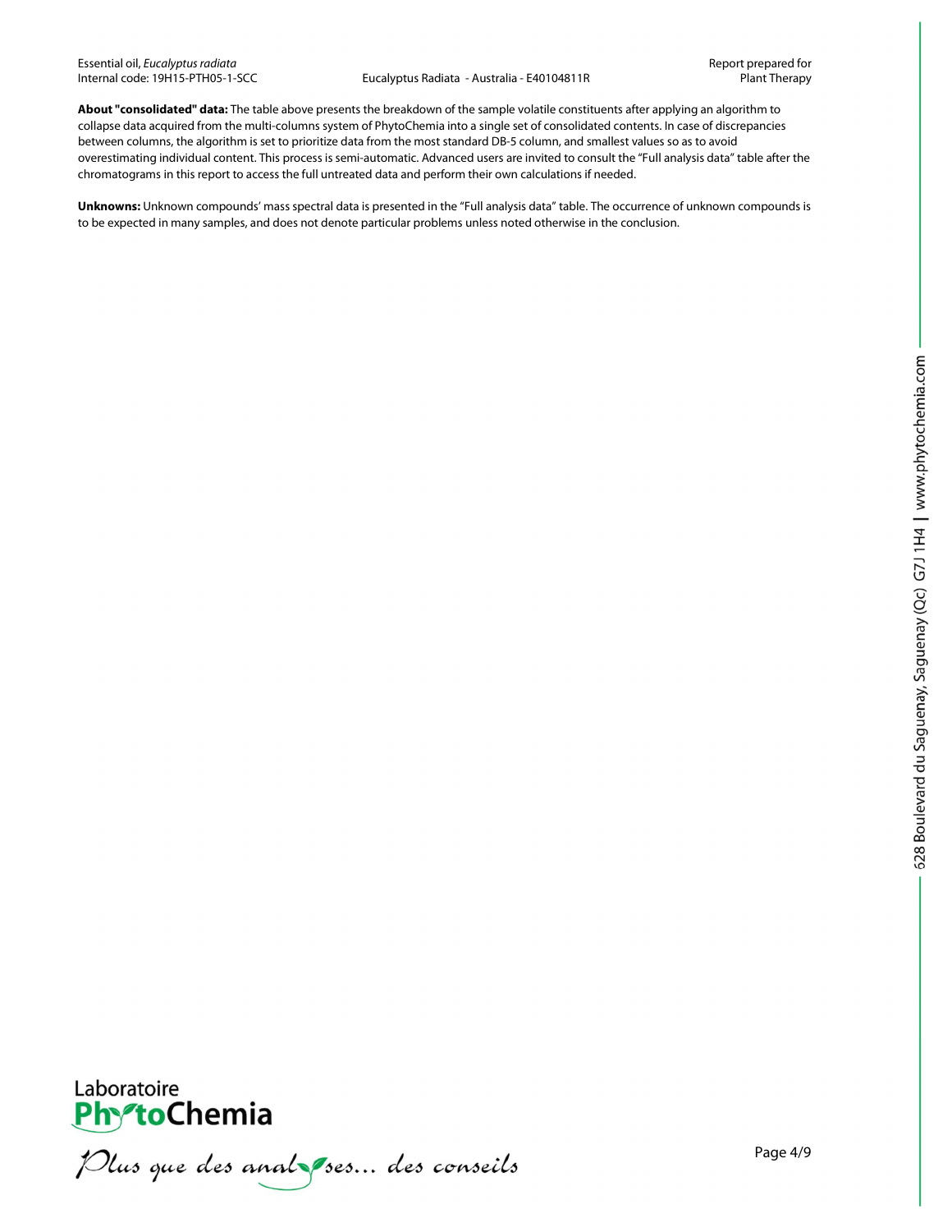**About "consolidated" data:** The table above presents the breakdown of the sample volatile constituents after applying an algorithm to collapse data acquired from the multi-columns system of PhytoChemia into a single set of consolidated contents. In case of discrepancies between columns, the algorithm is set to prioritize data from the most standard DB-5 column, and smallest values so as to avoid overestimating individual content. This process is semi-automatic. Advanced users are invited to consult the "Full analysis data" table after the chromatograms in this report to access the full untreated data and perform their own calculations if needed.

**Unknowns:** Unknown compounds' mass spectral data is presented in the "Full analysis data" table. The occurrence of unknown compounds is to be expected in many samples, and does not denote particular problems unless noted otherwise in the conclusion.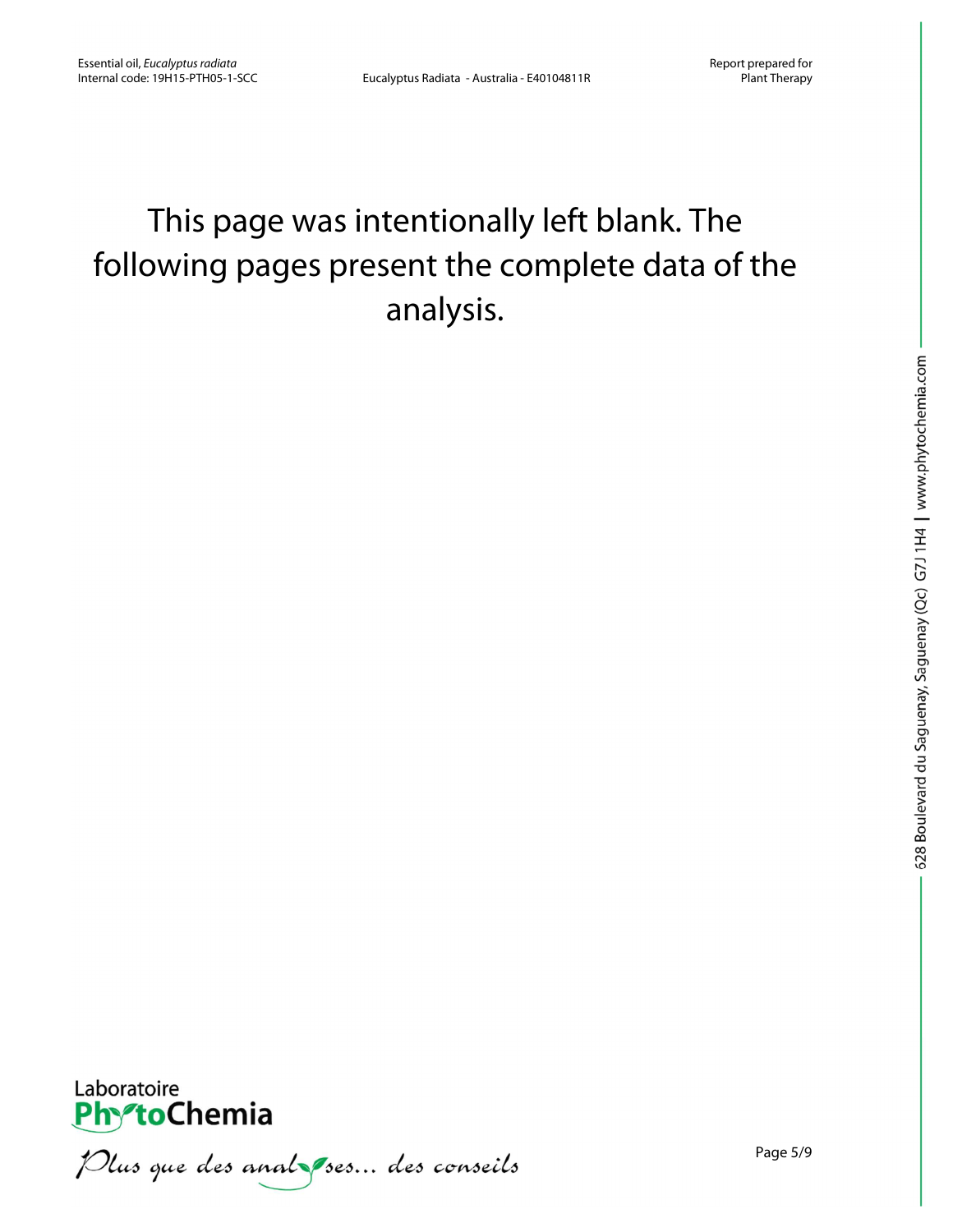This page was intentionally left blank. The following pages present the complete data of the analysis.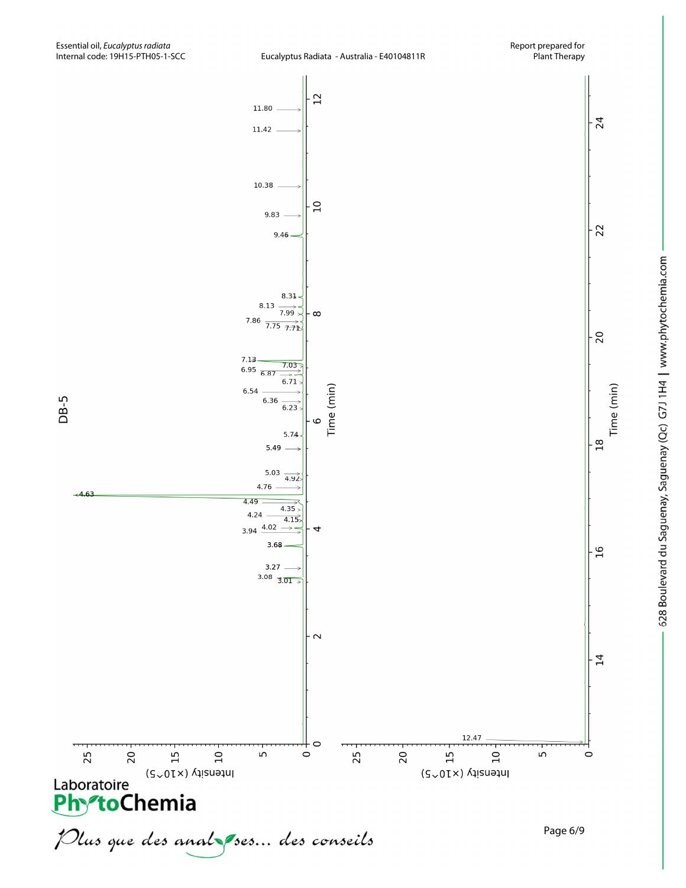Essential oil, *Eucalyptus radiata*
Internal code: 19H15-PTH05-1-SCC

Eucalyptus Radiata - Australia - E40104811R

Report prepared for Plant Therapy

## DB-5

Peaks labelled (retention time, min): 3.01, 3.08, 3.27, 3.68, 3.94, 4.02, 4.15, 4.24, 4.35, 4.49, 4.63, 4.76, 4.92, 5.03, 5.49, 5.74, 6.23, 6.36, 6.54, 6.71, 6.87, 6.95, 7.03, 7.13, 7.71, 7.75, 7.86, 7.99, 8.13, 8.31, 9.46, 9.83, 10.38, 11.42, 11.80, 12.47

Axes: Time (min); Intensity (×10^5)

Laboratoire PhytoChemia

*Plus que des analyses... des conseils*

628 Boulevard du Saguenay, Saguenay (Qc) G7J 1H4 | www.phytochemia.com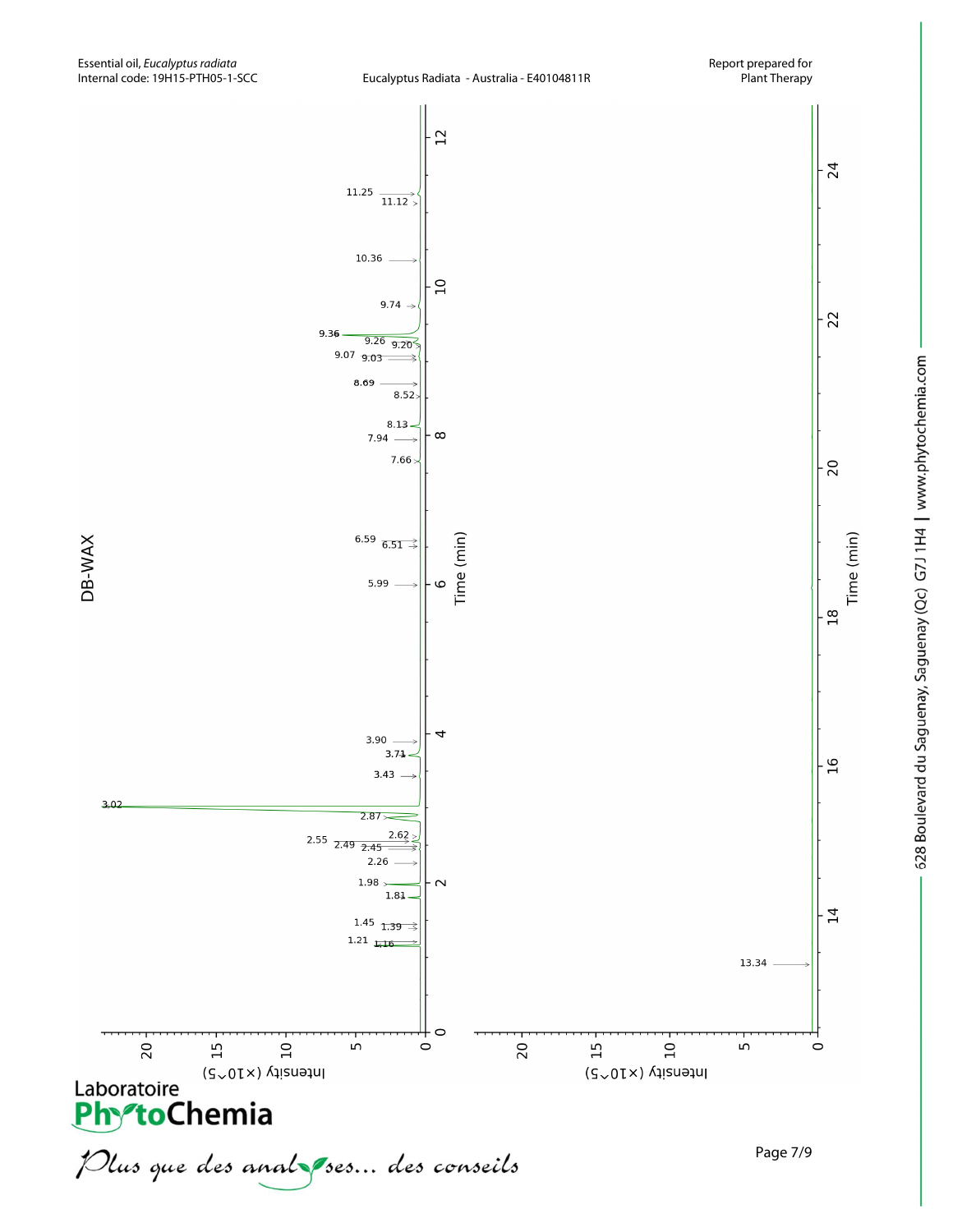## DB-WAX

Time (min) — Intensity (×10^5)

Peaks (retention time, min): 1.16, 1.21, 1.39, 1.45, 1.81, 1.98, 2.26, 2.45, 2.49, 2.55, 2.62, 2.87, 3.02, 3.43, 3.71, 3.90, 5.99, 6.51, 6.59, 7.66, 7.94, 8.13, 8.52, 8.69, 9.03, 9.07, 9.20, 9.26, 9.36, 9.74, 10.36, 11.12, 11.25, 13.34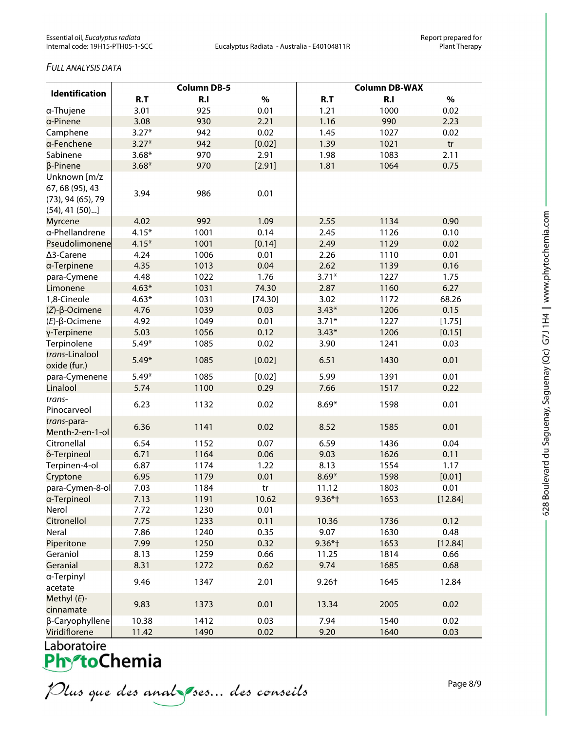*FULL ANALYSIS DATA*

| Identification | Column DB-5 | | | Column DB-WAX | | |
|---|---|---|---|---|---|---|
| | R.T | R.I | % | R.T | R.I | % |
| α-Thujene | 3.01 | 925 | 0.01 | 1.21 | 1000 | 0.02 |
| α-Pinene | 3.08 | 930 | 2.21 | 1.16 | 990 | 2.23 |
| Camphene | 3.27* | 942 | 0.02 | 1.45 | 1027 | 0.02 |
| α-Fenchene | 3.27* | 942 | [0.02] | 1.39 | 1021 | tr |
| Sabinene | 3.68* | 970 | 2.91 | 1.98 | 1083 | 2.11 |
| β-Pinene | 3.68* | 970 | [2.91] | 1.81 | 1064 | 0.75 |
| Unknown [m/z 67, 68 (95), 43 (73), 94 (65), 79 (54), 41 (50)...] | 3.94 | 986 | 0.01 | | | |
| Myrcene | 4.02 | 992 | 1.09 | 2.55 | 1134 | 0.90 |
| α-Phellandrene | 4.15* | 1001 | 0.14 | 2.45 | 1126 | 0.10 |
| Pseudolimonene | 4.15* | 1001 | [0.14] | 2.49 | 1129 | 0.02 |
| Δ3-Carene | 4.24 | 1006 | 0.01 | 2.26 | 1110 | 0.01 |
| α-Terpinene | 4.35 | 1013 | 0.04 | 2.62 | 1139 | 0.16 |
| para-Cymene | 4.48 | 1022 | 1.76 | 3.71* | 1227 | 1.75 |
| Limonene | 4.63* | 1031 | 74.30 | 2.87 | 1160 | 6.27 |
| 1,8-Cineole | 4.63* | 1031 | [74.30] | 3.02 | 1172 | 68.26 |
| (*Z*)-β-Ocimene | 4.76 | 1039 | 0.03 | 3.43* | 1206 | 0.15 |
| (*E*)-β-Ocimene | 4.92 | 1049 | 0.01 | 3.71* | 1227 | [1.75] |
| γ-Terpinene | 5.03 | 1056 | 0.12 | 3.43* | 1206 | [0.15] |
| Terpinolene | 5.49* | 1085 | 0.02 | 3.90 | 1241 | 0.03 |
| *trans*-Linalool oxide (fur.) | 5.49* | 1085 | [0.02] | 6.51 | 1430 | 0.01 |
| para-Cymenene | 5.49* | 1085 | [0.02] | 5.99 | 1391 | 0.01 |
| Linalool | 5.74 | 1100 | 0.29 | 7.66 | 1517 | 0.22 |
| *trans*-Pinocarveol | 6.23 | 1132 | 0.02 | 8.69* | 1598 | 0.01 |
| *trans*-para-Menth-2-en-1-ol | 6.36 | 1141 | 0.02 | 8.52 | 1585 | 0.01 |
| Citronellal | 6.54 | 1152 | 0.07 | 6.59 | 1436 | 0.04 |
| δ-Terpineol | 6.71 | 1164 | 0.06 | 9.03 | 1626 | 0.11 |
| Terpinen-4-ol | 6.87 | 1174 | 1.22 | 8.13 | 1554 | 1.17 |
| Cryptone | 6.95 | 1179 | 0.01 | 8.69* | 1598 | [0.01] |
| para-Cymen-8-ol | 7.03 | 1184 | tr | 11.12 | 1803 | 0.01 |
| α-Terpineol | 7.13 | 1191 | 10.62 | 9.36*† | 1653 | [12.84] |
| Nerol | 7.72 | 1230 | 0.01 | | | |
| Citronellol | 7.75 | 1233 | 0.11 | 10.36 | 1736 | 0.12 |
| Neral | 7.86 | 1240 | 0.35 | 9.07 | 1630 | 0.48 |
| Piperitone | 7.99 | 1250 | 0.32 | 9.36*† | 1653 | [12.84] |
| Geraniol | 8.13 | 1259 | 0.66 | 11.25 | 1814 | 0.66 |
| Geranial | 8.31 | 1272 | 0.62 | 9.74 | 1685 | 0.68 |
| α-Terpinyl acetate | 9.46 | 1347 | 2.01 | 9.26† | 1645 | 12.84 |
| Methyl (*E*)-cinnamate | 9.83 | 1373 | 0.01 | 13.34 | 2005 | 0.02 |
| β-Caryophyllene | 10.38 | 1412 | 0.03 | 7.94 | 1540 | 0.02 |
| Viridiflorene | 11.42 | 1490 | 0.02 | 9.20 | 1640 | 0.03 |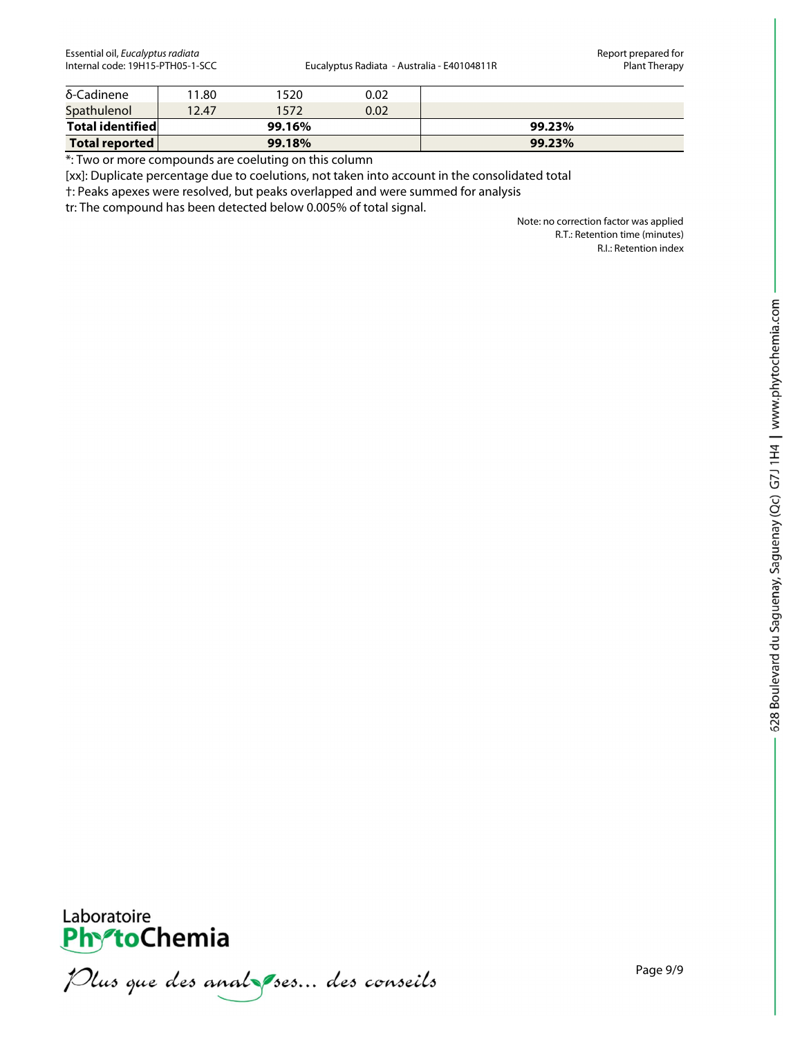| | | | | |
|---|---|---|---|---|
| δ-Cadinene | 11.80 | 1520 | 0.02 | |
| Spathulenol | 12.47 | 1572 | 0.02 | |
| **Total identified** | | **99.16%** | | **99.23%** |
| **Total reported** | | **99.18%** | | **99.23%** |

*: Two or more compounds are coeluting on this column

[xx]: Duplicate percentage due to coelutions, not taken into account in the consolidated total

†: Peaks apexes were resolved, but peaks overlapped and were summed for analysis

tr: The compound has been detected below 0.005% of total signal.

Note: no correction factor was applied
R.T.: Retention time (minutes)
R.I.: Retention index